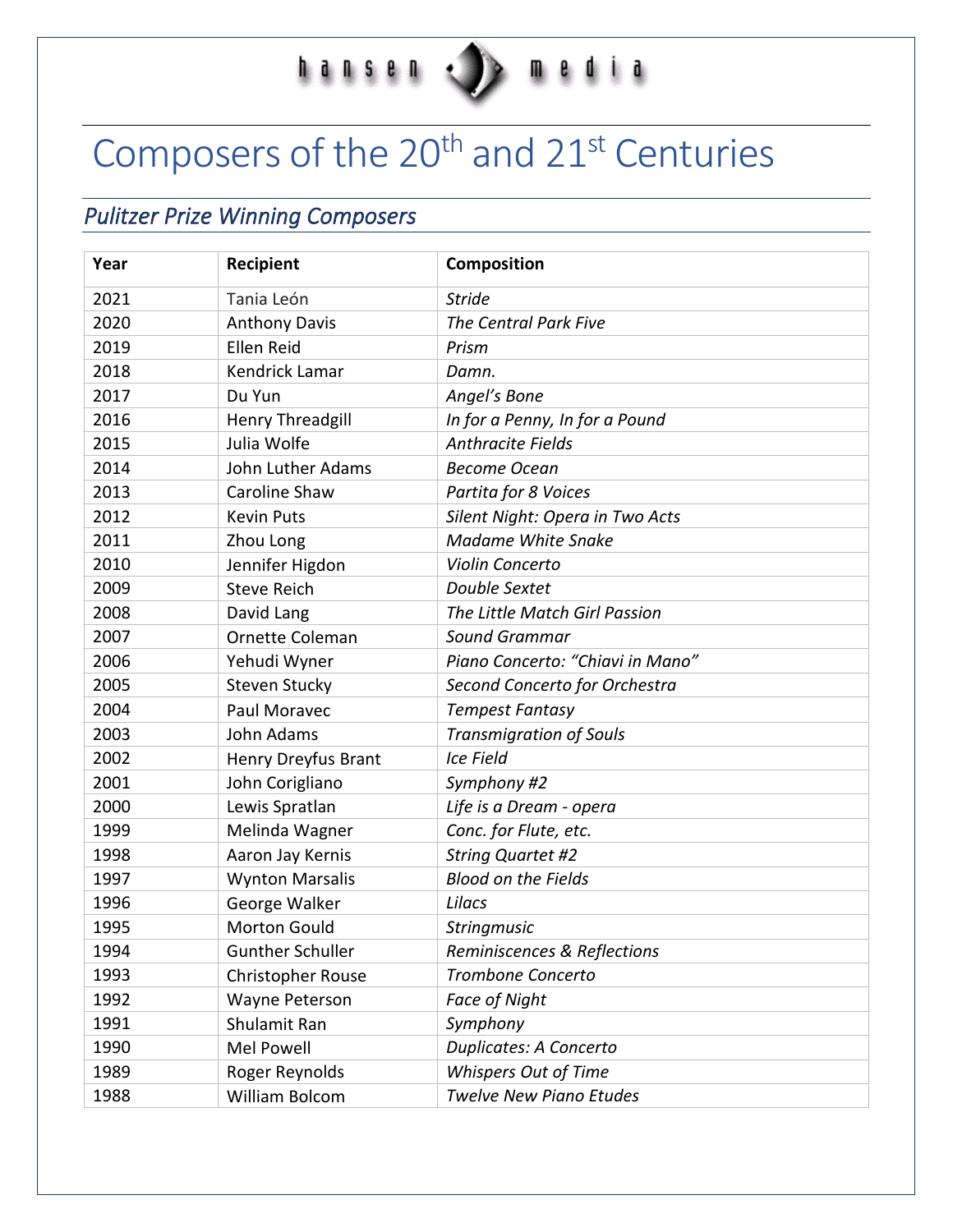hansen media

# Composers of the 20th and 21st Centuries

## *Pulitzer Prize Winning Composers*

| Year | Recipient | Composition |
|---|---|---|
| 2021 | Tania León | *Stride* |
| 2020 | Anthony Davis | *The Central Park Five* |
| 2019 | Ellen Reid | *Prism* |
| 2018 | Kendrick Lamar | *Damn.* |
| 2017 | Du Yun | *Angel's Bone* |
| 2016 | Henry Threadgill | *In for a Penny, In for a Pound* |
| 2015 | Julia Wolfe | *Anthracite Fields* |
| 2014 | John Luther Adams | *Become Ocean* |
| 2013 | Caroline Shaw | *Partita for 8 Voices* |
| 2012 | Kevin Puts | *Silent Night: Opera in Two Acts* |
| 2011 | Zhou Long | *Madame White Snake* |
| 2010 | Jennifer Higdon | *Violin Concerto* |
| 2009 | Steve Reich | *Double Sextet* |
| 2008 | David Lang | *The Little Match Girl Passion* |
| 2007 | Ornette Coleman | *Sound Grammar* |
| 2006 | Yehudi Wyner | *Piano Concerto: "Chiavi in Mano"* |
| 2005 | Steven Stucky | *Second Concerto for Orchestra* |
| 2004 | Paul Moravec | *Tempest Fantasy* |
| 2003 | John Adams | *Transmigration of Souls* |
| 2002 | Henry Dreyfus Brant | *Ice Field* |
| 2001 | John Corigliano | *Symphony #2* |
| 2000 | Lewis Spratlan | *Life is a Dream - opera* |
| 1999 | Melinda Wagner | *Conc. for Flute, etc.* |
| 1998 | Aaron Jay Kernis | *String Quartet #2* |
| 1997 | Wynton Marsalis | *Blood on the Fields* |
| 1996 | George Walker | *Lilacs* |
| 1995 | Morton Gould | *Stringmusic* |
| 1994 | Gunther Schuller | *Reminiscences & Reflections* |
| 1993 | Christopher Rouse | *Trombone Concerto* |
| 1992 | Wayne Peterson | *Face of Night* |
| 1991 | Shulamit Ran | *Symphony* |
| 1990 | Mel Powell | *Duplicates: A Concerto* |
| 1989 | Roger Reynolds | *Whispers Out of Time* |
| 1988 | William Bolcom | *Twelve New Piano Etudes* |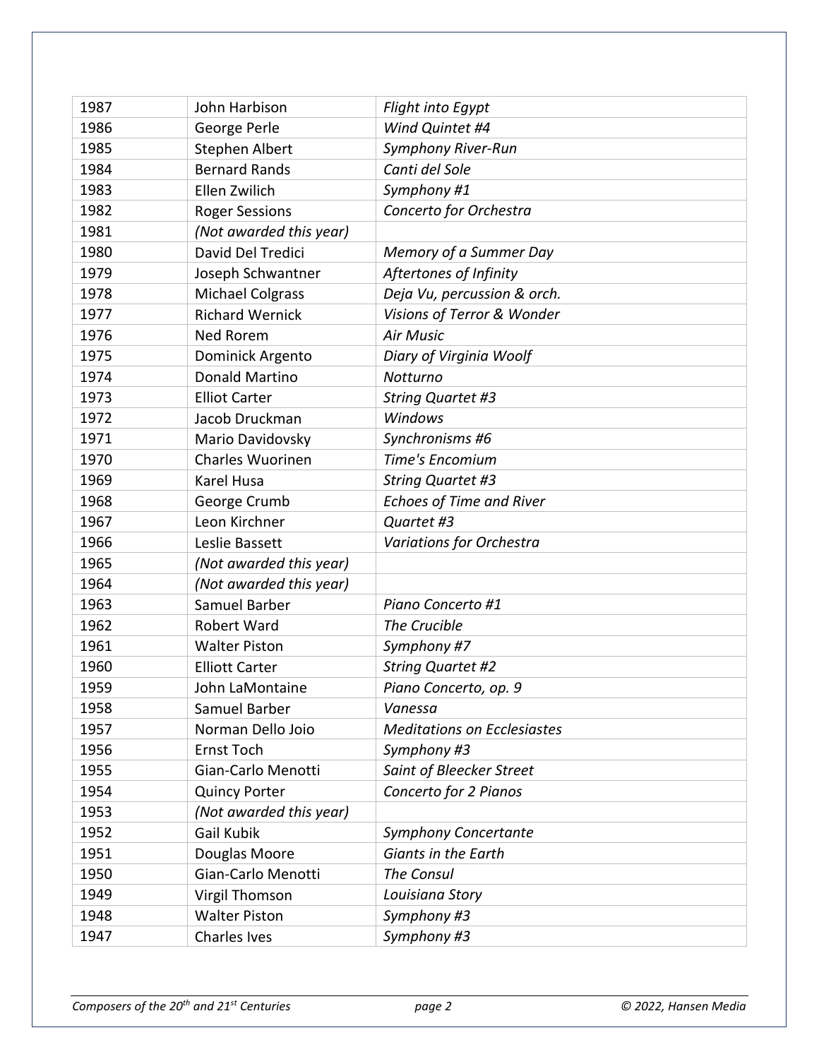| 1987 | John Harbison | *Flight into Egypt* |
|---|---|---|
| 1986 | George Perle | *Wind Quintet #4* |
| 1985 | Stephen Albert | *Symphony River-Run* |
| 1984 | Bernard Rands | *Canti del Sole* |
| 1983 | Ellen Zwilich | *Symphony #1* |
| 1982 | Roger Sessions | *Concerto for Orchestra* |
| 1981 | *(Not awarded this year)* | |
| 1980 | David Del Tredici | *Memory of a Summer Day* |
| 1979 | Joseph Schwantner | *Aftertones of Infinity* |
| 1978 | Michael Colgrass | *Deja Vu, percussion & orch.* |
| 1977 | Richard Wernick | *Visions of Terror & Wonder* |
| 1976 | Ned Rorem | *Air Music* |
| 1975 | Dominick Argento | *Diary of Virginia Woolf* |
| 1974 | Donald Martino | *Notturno* |
| 1973 | Elliot Carter | *String Quartet #3* |
| 1972 | Jacob Druckman | *Windows* |
| 1971 | Mario Davidovsky | *Synchronisms #6* |
| 1970 | Charles Wuorinen | *Time's Encomium* |
| 1969 | Karel Husa | *String Quartet #3* |
| 1968 | George Crumb | *Echoes of Time and River* |
| 1967 | Leon Kirchner | *Quartet #3* |
| 1966 | Leslie Bassett | *Variations for Orchestra* |
| 1965 | *(Not awarded this year)* | |
| 1964 | *(Not awarded this year)* | |
| 1963 | Samuel Barber | *Piano Concerto #1* |
| 1962 | Robert Ward | *The Crucible* |
| 1961 | Walter Piston | *Symphony #7* |
| 1960 | Elliott Carter | *String Quartet #2* |
| 1959 | John LaMontaine | *Piano Concerto, op. 9* |
| 1958 | Samuel Barber | *Vanessa* |
| 1957 | Norman Dello Joio | *Meditations on Ecclesiastes* |
| 1956 | Ernst Toch | *Symphony #3* |
| 1955 | Gian-Carlo Menotti | *Saint of Bleecker Street* |
| 1954 | Quincy Porter | *Concerto for 2 Pianos* |
| 1953 | *(Not awarded this year)* | |
| 1952 | Gail Kubik | *Symphony Concertante* |
| 1951 | Douglas Moore | *Giants in the Earth* |
| 1950 | Gian-Carlo Menotti | *The Consul* |
| 1949 | Virgil Thomson | *Louisiana Story* |
| 1948 | Walter Piston | *Symphony #3* |
| 1947 | Charles Ives | *Symphony #3* |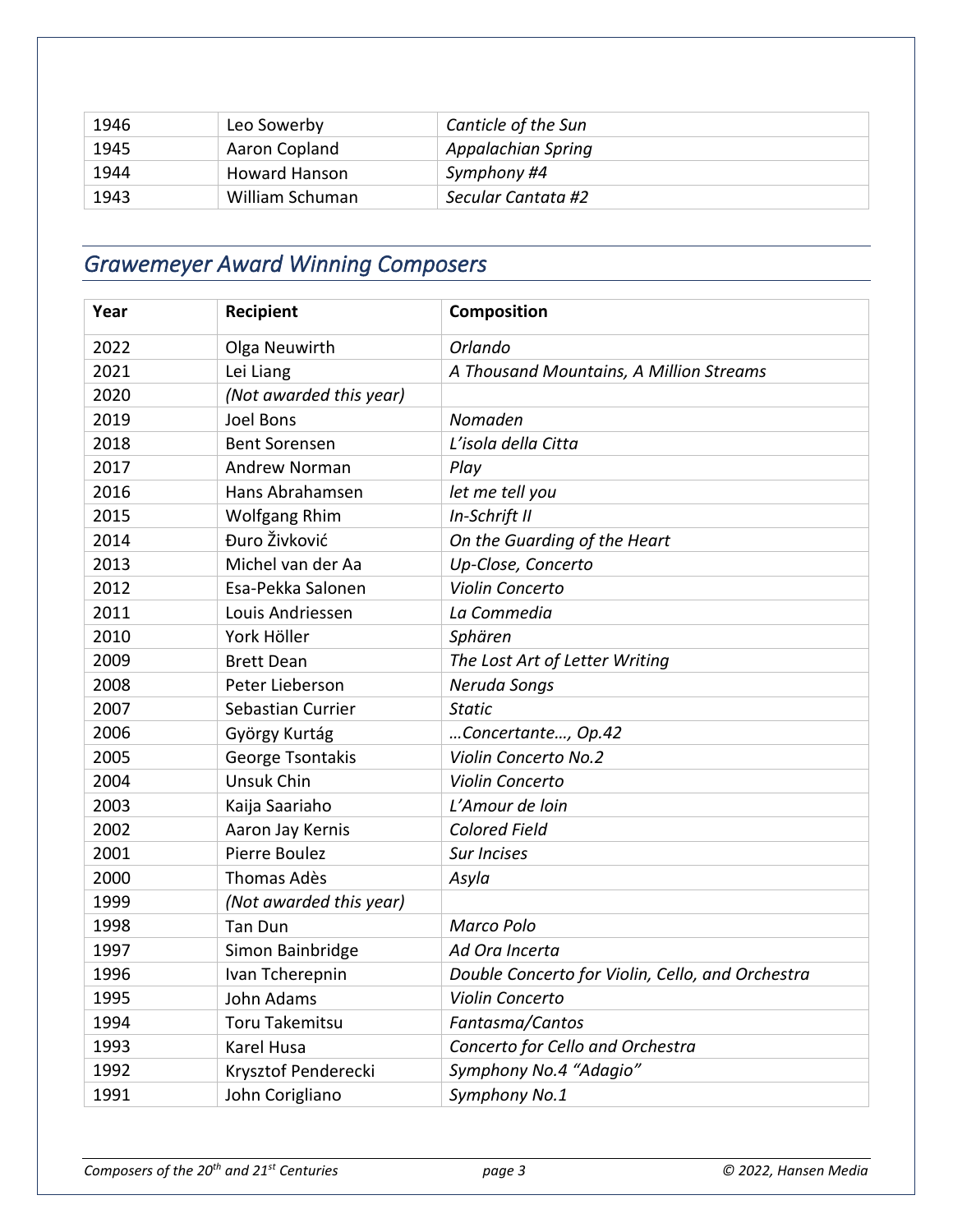| 1946 | Leo Sowerby | *Canticle of the Sun* |
|---|---|---|
| 1945 | Aaron Copland | *Appalachian Spring* |
| 1944 | Howard Hanson | *Symphony #4* |
| 1943 | William Schuman | *Secular Cantata #2* |

## *Grawemeyer Award Winning Composers*

| Year | Recipient | Composition |
|---|---|---|
| 2022 | Olga Neuwirth | *Orlando* |
| 2021 | Lei Liang | *A Thousand Mountains, A Million Streams* |
| 2020 | *(Not awarded this year)* | |
| 2019 | Joel Bons | *Nomaden* |
| 2018 | Bent Sorensen | *L'isola della Citta* |
| 2017 | Andrew Norman | *Play* |
| 2016 | Hans Abrahamsen | *let me tell you* |
| 2015 | Wolfgang Rhim | *In-Schrift II* |
| 2014 | Đuro Živković | *On the Guarding of the Heart* |
| 2013 | Michel van der Aa | *Up-Close, Concerto* |
| 2012 | Esa-Pekka Salonen | *Violin Concerto* |
| 2011 | Louis Andriessen | *La Commedia* |
| 2010 | York Höller | *Sphären* |
| 2009 | Brett Dean | *The Lost Art of Letter Writing* |
| 2008 | Peter Lieberson | *Neruda Songs* |
| 2007 | Sebastian Currier | *Static* |
| 2006 | György Kurtág | *…Concertante…, Op.42* |
| 2005 | George Tsontakis | *Violin Concerto No.2* |
| 2004 | Unsuk Chin | *Violin Concerto* |
| 2003 | Kaija Saariaho | *L'Amour de loin* |
| 2002 | Aaron Jay Kernis | *Colored Field* |
| 2001 | Pierre Boulez | *Sur Incises* |
| 2000 | Thomas Adès | *Asyla* |
| 1999 | *(Not awarded this year)* | |
| 1998 | Tan Dun | *Marco Polo* |
| 1997 | Simon Bainbridge | *Ad Ora Incerta* |
| 1996 | Ivan Tcherepnin | *Double Concerto for Violin, Cello, and Orchestra* |
| 1995 | John Adams | *Violin Concerto* |
| 1994 | Toru Takemitsu | *Fantasma/Cantos* |
| 1993 | Karel Husa | *Concerto for Cello and Orchestra* |
| 1992 | Krysztof Penderecki | *Symphony No.4 "Adagio"* |
| 1991 | John Corigliano | *Symphony No.1* |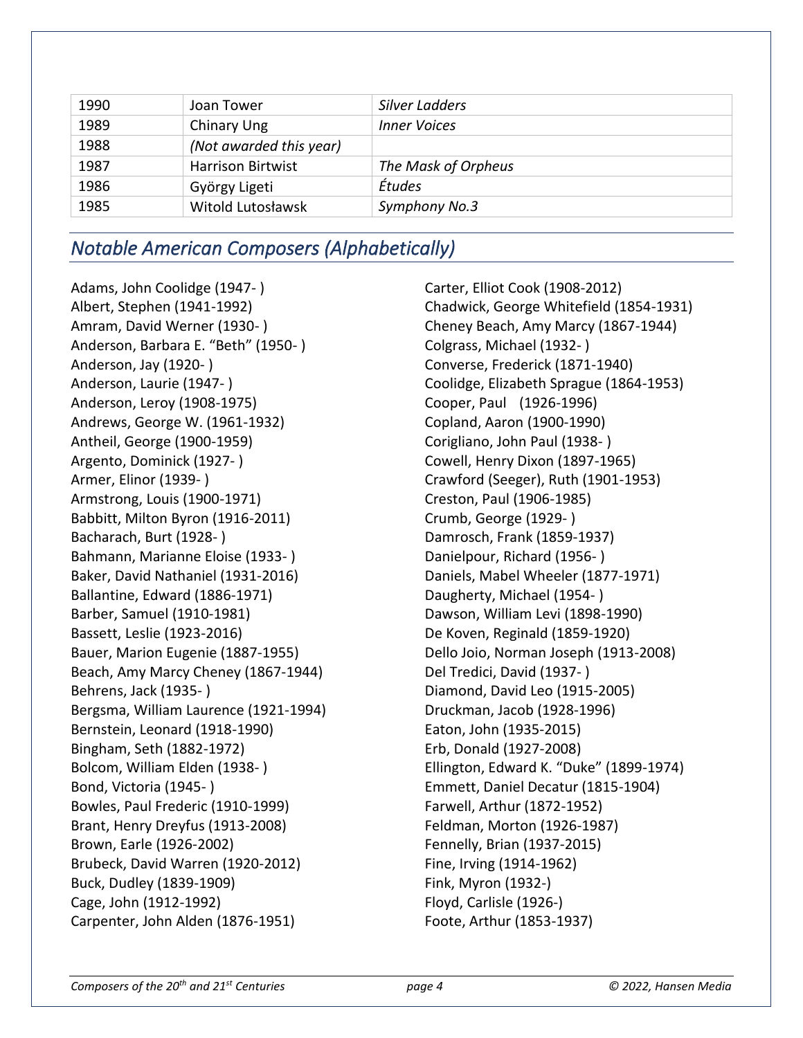| 1990 | Joan Tower | *Silver Ladders* |
|---|---|---|
| 1989 | Chinary Ung | *Inner Voices* |
| 1988 | *(Not awarded this year)* | |
| 1987 | Harrison Birtwist | *The Mask of Orpheus* |
| 1986 | György Ligeti | *Études* |
| 1985 | Witold Lutosławsk | *Symphony No.3* |

## *Notable American Composers (Alphabetically)*

Adams, John Coolidge (1947- )
Albert, Stephen (1941-1992)
Amram, David Werner (1930- )
Anderson, Barbara E. "Beth" (1950- )
Anderson, Jay (1920- )
Anderson, Laurie (1947- )
Anderson, Leroy (1908-1975)
Andrews, George W. (1961-1932)
Antheil, George (1900-1959)
Argento, Dominick (1927- )
Armer, Elinor (1939- )
Armstrong, Louis (1900-1971)
Babbitt, Milton Byron (1916-2011)
Bacharach, Burt (1928- )
Bahmann, Marianne Eloise (1933- )
Baker, David Nathaniel (1931-2016)
Ballantine, Edward (1886-1971)
Barber, Samuel (1910-1981)
Bassett, Leslie (1923-2016)
Bauer, Marion Eugenie (1887-1955)
Beach, Amy Marcy Cheney (1867-1944)
Behrens, Jack (1935- )
Bergsma, William Laurence (1921-1994)
Bernstein, Leonard (1918-1990)
Bingham, Seth (1882-1972)
Bolcom, William Elden (1938- )
Bond, Victoria (1945- )
Bowles, Paul Frederic (1910-1999)
Brant, Henry Dreyfus (1913-2008)
Brown, Earle (1926-2002)
Brubeck, David Warren (1920-2012)
Buck, Dudley (1839-1909)
Cage, John (1912-1992)
Carpenter, John Alden (1876-1951)
Carter, Elliot Cook (1908-2012)
Chadwick, George Whitefield (1854-1931)
Cheney Beach, Amy Marcy (1867-1944)
Colgrass, Michael (1932- )
Converse, Frederick (1871-1940)
Coolidge, Elizabeth Sprague (1864-1953)
Cooper, Paul (1926-1996)
Copland, Aaron (1900-1990)
Corigliano, John Paul (1938- )
Cowell, Henry Dixon (1897-1965)
Crawford (Seeger), Ruth (1901-1953)
Creston, Paul (1906-1985)
Crumb, George (1929- )
Damrosch, Frank (1859-1937)
Danielpour, Richard (1956- )
Daniels, Mabel Wheeler (1877-1971)
Daugherty, Michael (1954- )
Dawson, William Levi (1898-1990)
De Koven, Reginald (1859-1920)
Dello Joio, Norman Joseph (1913-2008)
Del Tredici, David (1937- )
Diamond, David Leo (1915-2005)
Druckman, Jacob (1928-1996)
Eaton, John (1935-2015)
Erb, Donald (1927-2008)
Ellington, Edward K. "Duke" (1899-1974)
Emmett, Daniel Decatur (1815-1904)
Farwell, Arthur (1872-1952)
Feldman, Morton (1926-1987)
Fennelly, Brian (1937-2015)
Fine, Irving (1914-1962)
Fink, Myron (1932-)
Floyd, Carlisle (1926-)
Foote, Arthur (1853-1937)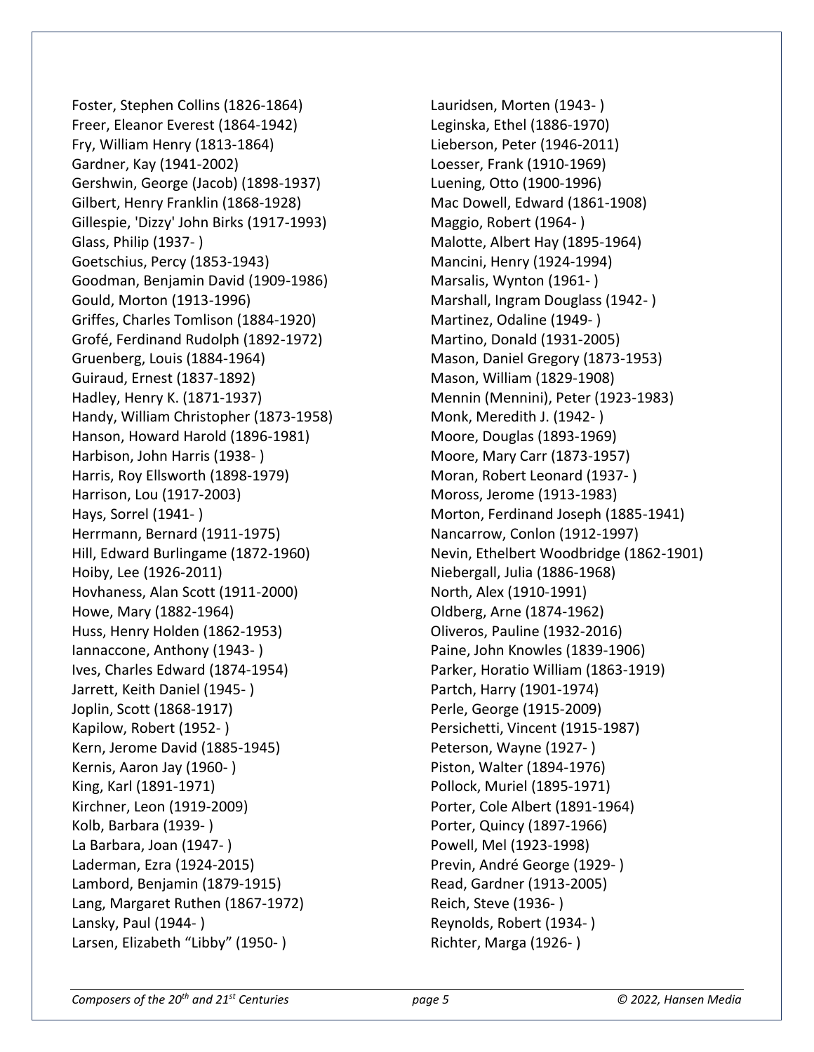Foster, Stephen Collins (1826-1864)
Freer, Eleanor Everest (1864-1942)
Fry, William Henry (1813-1864)
Gardner, Kay (1941-2002)
Gershwin, George (Jacob) (1898-1937)
Gilbert, Henry Franklin (1868-1928)
Gillespie, 'Dizzy' John Birks (1917-1993)
Glass, Philip (1937- )
Goetschius, Percy (1853-1943)
Goodman, Benjamin David (1909-1986)
Gould, Morton (1913-1996)
Griffes, Charles Tomlison (1884-1920)
Grofé, Ferdinand Rudolph (1892-1972)
Gruenberg, Louis (1884-1964)
Guiraud, Ernest (1837-1892)
Hadley, Henry K. (1871-1937)
Handy, William Christopher (1873-1958)
Hanson, Howard Harold (1896-1981)
Harbison, John Harris (1938- )
Harris, Roy Ellsworth (1898-1979)
Harrison, Lou (1917-2003)
Hays, Sorrel (1941- )
Herrmann, Bernard (1911-1975)
Hill, Edward Burlingame (1872-1960)
Hoiby, Lee (1926-2011)
Hovhaness, Alan Scott (1911-2000)
Howe, Mary (1882-1964)
Huss, Henry Holden (1862-1953)
Iannaccone, Anthony (1943- )
Ives, Charles Edward (1874-1954)
Jarrett, Keith Daniel (1945- )
Joplin, Scott (1868-1917)
Kapilow, Robert (1952- )
Kern, Jerome David (1885-1945)
Kernis, Aaron Jay (1960- )
King, Karl (1891-1971)
Kirchner, Leon (1919-2009)
Kolb, Barbara (1939- )
La Barbara, Joan (1947- )
Laderman, Ezra (1924-2015)
Lambord, Benjamin (1879-1915)
Lang, Margaret Ruthen (1867-1972)
Lansky, Paul (1944- )
Larsen, Elizabeth "Libby" (1950- )
Lauridsen, Morten (1943- )
Leginska, Ethel (1886-1970)
Lieberson, Peter (1946-2011)
Loesser, Frank (1910-1969)
Luening, Otto (1900-1996)
Mac Dowell, Edward (1861-1908)
Maggio, Robert (1964- )
Malotte, Albert Hay (1895-1964)
Mancini, Henry (1924-1994)
Marsalis, Wynton (1961- )
Marshall, Ingram Douglass (1942- )
Martinez, Odaline (1949- )
Martino, Donald (1931-2005)
Mason, Daniel Gregory (1873-1953)
Mason, William (1829-1908)
Mennin (Mennini), Peter (1923-1983)
Monk, Meredith J. (1942- )
Moore, Douglas (1893-1969)
Moore, Mary Carr (1873-1957)
Moran, Robert Leonard (1937- )
Moross, Jerome (1913-1983)
Morton, Ferdinand Joseph (1885-1941)
Nancarrow, Conlon (1912-1997)
Nevin, Ethelbert Woodbridge (1862-1901)
Niebergall, Julia (1886-1968)
North, Alex (1910-1991)
Oldberg, Arne (1874-1962)
Oliveros, Pauline (1932-2016)
Paine, John Knowles (1839-1906)
Parker, Horatio William (1863-1919)
Partch, Harry (1901-1974)
Perle, George (1915-2009)
Persichetti, Vincent (1915-1987)
Peterson, Wayne (1927- )
Piston, Walter (1894-1976)
Pollock, Muriel (1895-1971)
Porter, Cole Albert (1891-1964)
Porter, Quincy (1897-1966)
Powell, Mel (1923-1998)
Previn, André George (1929- )
Read, Gardner (1913-2005)
Reich, Steve (1936- )
Reynolds, Robert (1934- )
Richter, Marga (1926- )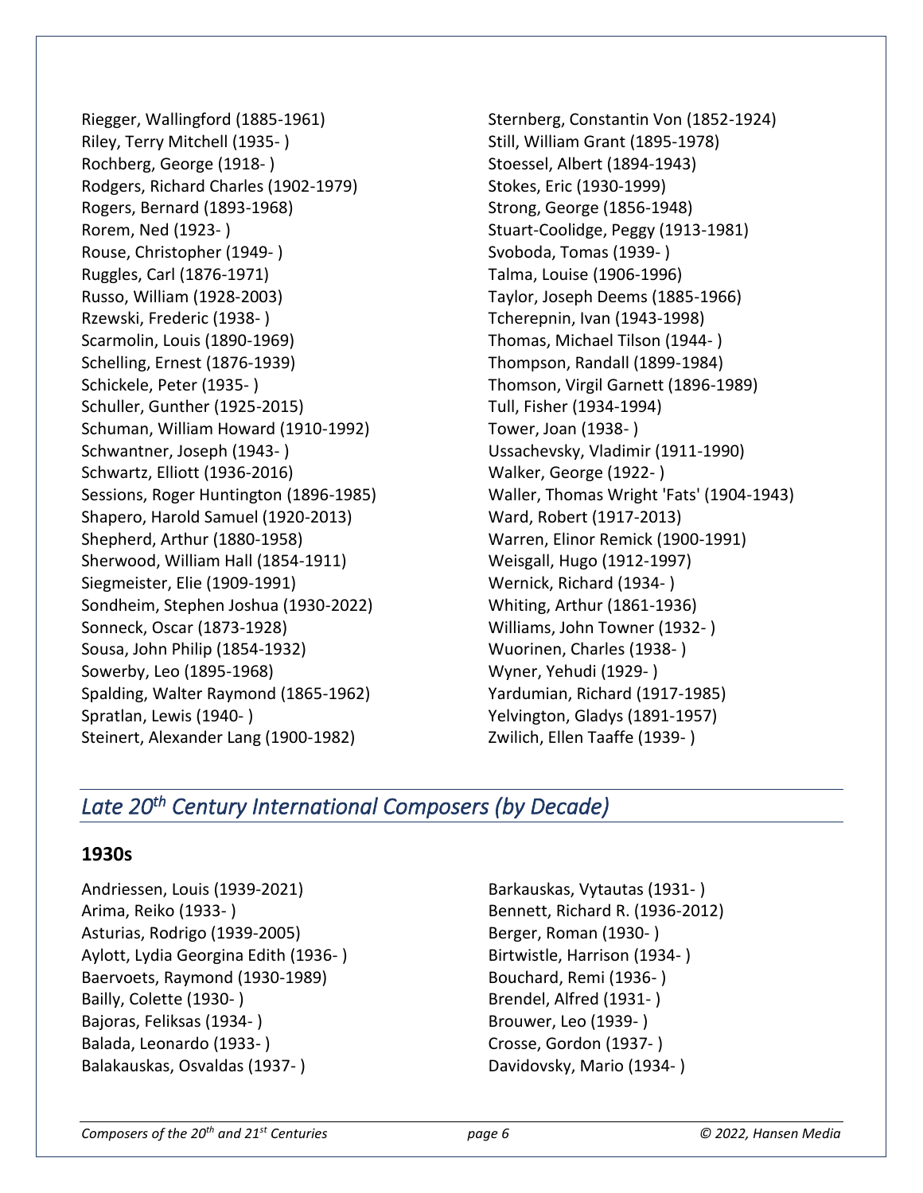Riegger, Wallingford (1885-1961)
Riley, Terry Mitchell (1935- )
Rochberg, George (1918- )
Rodgers, Richard Charles (1902-1979)
Rogers, Bernard (1893-1968)
Rorem, Ned (1923- )
Rouse, Christopher (1949- )
Ruggles, Carl (1876-1971)
Russo, William (1928-2003)
Rzewski, Frederic (1938- )
Scarmolin, Louis (1890-1969)
Schelling, Ernest (1876-1939)
Schickele, Peter (1935- )
Schuller, Gunther (1925-2015)
Schuman, William Howard (1910-1992)
Schwantner, Joseph (1943- )
Schwartz, Elliott (1936-2016)
Sessions, Roger Huntington (1896-1985)
Shapero, Harold Samuel (1920-2013)
Shepherd, Arthur (1880-1958)
Sherwood, William Hall (1854-1911)
Siegmeister, Elie (1909-1991)
Sondheim, Stephen Joshua (1930-2022)
Sonneck, Oscar (1873-1928)
Sousa, John Philip (1854-1932)
Sowerby, Leo (1895-1968)
Spalding, Walter Raymond (1865-1962)
Spratlan, Lewis (1940- )
Steinert, Alexander Lang (1900-1982)
Sternberg, Constantin Von (1852-1924)
Still, William Grant (1895-1978)
Stoessel, Albert (1894-1943)
Stokes, Eric (1930-1999)
Strong, George (1856-1948)
Stuart-Coolidge, Peggy (1913-1981)
Svoboda, Tomas (1939- )
Talma, Louise (1906-1996)
Taylor, Joseph Deems (1885-1966)
Tcherepnin, Ivan (1943-1998)
Thomas, Michael Tilson (1944- )
Thompson, Randall (1899-1984)
Thomson, Virgil Garnett (1896-1989)
Tull, Fisher (1934-1994)
Tower, Joan (1938- )
Ussachevsky, Vladimir (1911-1990)
Walker, George (1922- )
Waller, Thomas Wright 'Fats' (1904-1943)
Ward, Robert (1917-2013)
Warren, Elinor Remick (1900-1991)
Weisgall, Hugo (1912-1997)
Wernick, Richard (1934- )
Whiting, Arthur (1861-1936)
Williams, John Towner (1932- )
Wuorinen, Charles (1938- )
Wyner, Yehudi (1929- )
Yardumian, Richard (1917-1985)
Yelvington, Gladys (1891-1957)
Zwilich, Ellen Taaffe (1939- )

## *Late 20th Century International Composers (by Decade)*

### 1930s

Andriessen, Louis (1939-2021)
Arima, Reiko (1933- )
Asturias, Rodrigo (1939-2005)
Aylott, Lydia Georgina Edith (1936- )
Baervoets, Raymond (1930-1989)
Bailly, Colette (1930- )
Bajoras, Feliksas (1934- )
Balada, Leonardo (1933- )
Balakauskas, Osvaldas (1937- )
Barkauskas, Vytautas (1931- )
Bennett, Richard R. (1936-2012)
Berger, Roman (1930- )
Birtwistle, Harrison (1934- )
Bouchard, Remi (1936- )
Brendel, Alfred (1931- )
Brouwer, Leo (1939- )
Crosse, Gordon (1937- )
Davidovsky, Mario (1934- )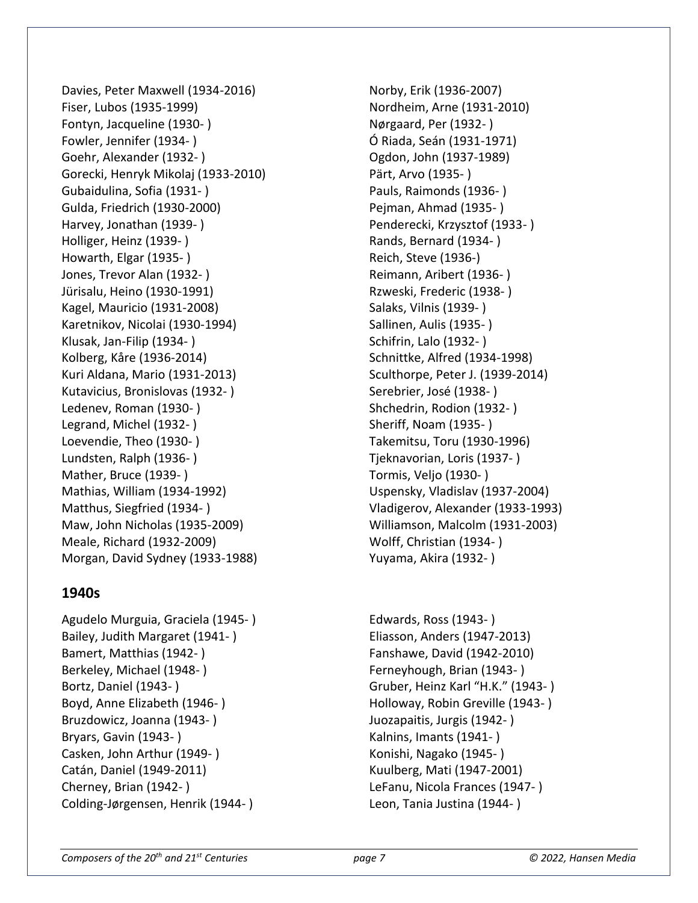Davies, Peter Maxwell (1934-2016)
Fiser, Lubos (1935-1999)
Fontyn, Jacqueline (1930- )
Fowler, Jennifer (1934- )
Goehr, Alexander (1932- )
Gorecki, Henryk Mikolaj (1933-2010)
Gubaidulina, Sofia (1931- )
Gulda, Friedrich (1930-2000)
Harvey, Jonathan (1939- )
Holliger, Heinz (1939- )
Howarth, Elgar (1935- )
Jones, Trevor Alan (1932- )
Jürisalu, Heino (1930-1991)
Kagel, Mauricio (1931-2008)
Karetnikov, Nicolai (1930-1994)
Klusak, Jan-Filip (1934- )
Kolberg, Kåre (1936-2014)
Kuri Aldana, Mario (1931-2013)
Kutavicius, Bronislovas (1932- )
Ledenev, Roman (1930- )
Legrand, Michel (1932- )
Loevendie, Theo (1930- )
Lundsten, Ralph (1936- )
Mather, Bruce (1939- )
Mathias, William (1934-1992)
Matthus, Siegfried (1934- )
Maw, John Nicholas (1935-2009)
Meale, Richard (1932-2009)
Morgan, David Sydney (1933-1988)
Norby, Erik (1936-2007)
Nordheim, Arne (1931-2010)
Nørgaard, Per (1932- )
Ó Riada, Seán (1931-1971)
Ogdon, John (1937-1989)
Pärt, Arvo (1935- )
Pauls, Raimonds (1936- )
Pejman, Ahmad (1935- )
Penderecki, Krzysztof (1933- )
Rands, Bernard (1934- )
Reich, Steve (1936-)
Reimann, Aribert (1936- )
Rzweski, Frederic (1938- )
Salaks, Vilnis (1939- )
Sallinen, Aulis (1935- )
Schifrin, Lalo (1932- )
Schnittke, Alfred (1934-1998)
Sculthorpe, Peter J. (1939-2014)
Serebrier, José (1938- )
Shchedrin, Rodion (1932- )
Sheriff, Noam (1935- )
Takemitsu, Toru (1930-1996)
Tjeknavorian, Loris (1937- )
Tormis, Veljo (1930- )
Uspensky, Vladislav (1937-2004)
Vladigerov, Alexander (1933-1993)
Williamson, Malcolm (1931-2003)
Wolff, Christian (1934- )
Yuyama, Akira (1932- )

## 1940s

Agudelo Murguia, Graciela (1945- )
Bailey, Judith Margaret (1941- )
Bamert, Matthias (1942- )
Berkeley, Michael (1948- )
Bortz, Daniel (1943- )
Boyd, Anne Elizabeth (1946- )
Bruzdowicz, Joanna (1943- )
Bryars, Gavin (1943- )
Casken, John Arthur (1949- )
Catán, Daniel (1949-2011)
Cherney, Brian (1942- )
Colding-Jørgensen, Henrik (1944- )
Edwards, Ross (1943- )
Eliasson, Anders (1947-2013)
Fanshawe, David (1942-2010)
Ferneyhough, Brian (1943- )
Gruber, Heinz Karl "H.K." (1943- )
Holloway, Robin Greville (1943- )
Juozapaitis, Jurgis (1942- )
Kalnins, Imants (1941- )
Konishi, Nagako (1945- )
Kuulberg, Mati (1947-2001)
LeFanu, Nicola Frances (1947- )
Leon, Tania Justina (1944- )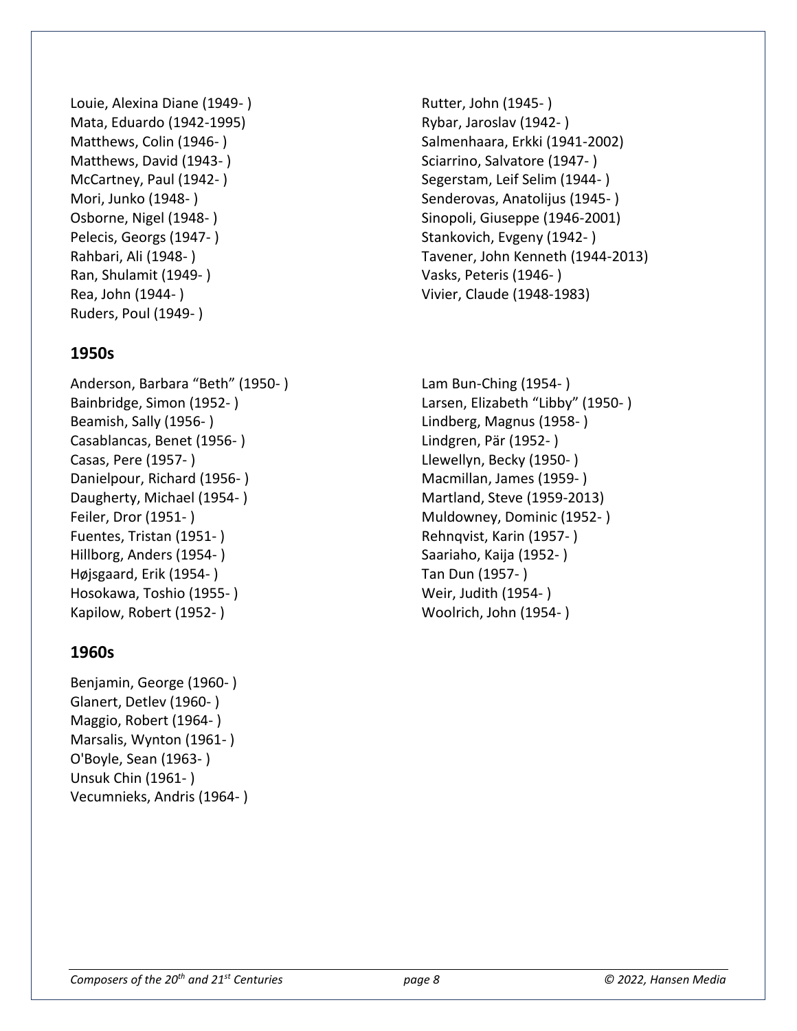Louie, Alexina Diane (1949- )
Mata, Eduardo (1942-1995)
Matthews, Colin (1946- )
Matthews, David (1943- )
McCartney, Paul (1942- )
Mori, Junko (1948- )
Osborne, Nigel (1948- )
Pelecis, Georgs (1947- )
Rahbari, Ali (1948- )
Ran, Shulamit (1949- )
Rea, John (1944- )
Ruders, Poul (1949- )
Rutter, John (1945- )
Rybar, Jaroslav (1942- )
Salmenhaara, Erkki (1941-2002)
Sciarrino, Salvatore (1947- )
Segerstam, Leif Selim (1944- )
Senderovas, Anatolijus (1945- )
Sinopoli, Giuseppe (1946-2001)
Stankovich, Evgeny (1942- )
Tavener, John Kenneth (1944-2013)
Vasks, Peteris (1946- )
Vivier, Claude (1948-1983)

## 1950s

Anderson, Barbara "Beth" (1950- )
Bainbridge, Simon (1952- )
Beamish, Sally (1956- )
Casablancas, Benet (1956- )
Casas, Pere (1957- )
Danielpour, Richard (1956- )
Daugherty, Michael (1954- )
Feiler, Dror (1951- )
Fuentes, Tristan (1951- )
Hillborg, Anders (1954- )
Højsgaard, Erik (1954- )
Hosokawa, Toshio (1955- )
Kapilow, Robert (1952- )
Lam Bun-Ching (1954- )
Larsen, Elizabeth "Libby" (1950- )
Lindberg, Magnus (1958- )
Lindgren, Pär (1952- )
Llewellyn, Becky (1950- )
Macmillan, James (1959- )
Martland, Steve (1959-2013)
Muldowney, Dominic (1952- )
Rehnqvist, Karin (1957- )
Saariaho, Kaija (1952- )
Tan Dun (1957- )
Weir, Judith (1954- )
Woolrich, John (1954- )

## 1960s

Benjamin, George (1960- )
Glanert, Detlev (1960- )
Maggio, Robert (1964- )
Marsalis, Wynton (1961- )
O'Boyle, Sean (1963- )
Unsuk Chin (1961- )
Vecumnieks, Andris (1964- )